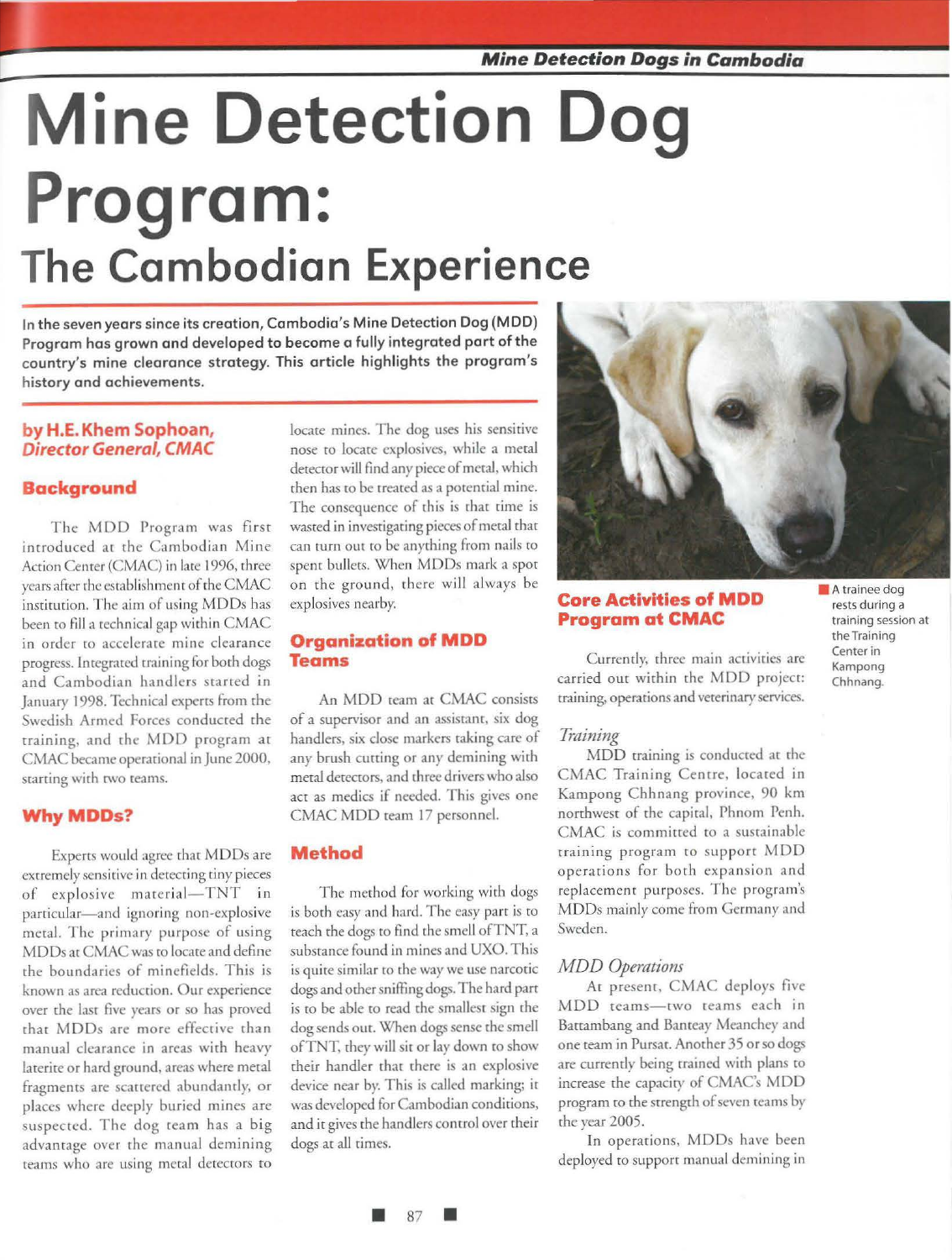# Mine Detection Dog Program:
## The Cambodian Experience

**In the seven years since its creation, Cambodia's Mine Detection Dog (MDD) Program has grown and developed to become a fully integrated part of the country's mine clearance strategy. This article highlights the program's history and achievements.**

**by H.E. Khem Sophoan, *Director General, CMAC***

### Background

The MDD Program was first introduced at the Cambodian Mine Action Center (CMAC) in late 1996, three years after the establishment of the CMAC institution. The aim of using MDDs has been to fill a technical gap within CMAC in order to accelerate mine clearance progress. Integrated training for both dogs and Cambodian handlers started in January 1998. Technical experts from the Swedish Armed Forces conducted the training, and the MDD program at CMAC became operational in June 2000, starting with two teams.

### Why MDDs?

Experts would agree that MDDs are extremely sensitive in detecting tiny pieces of explosive material—TNT in particular—and ignoring non-explosive metal. The primary purpose of using MDDs at CMAC was to locate and define the boundaries of minefields. This is known as area reduction. Our experience over the last five years or so has proved that MDDs are more effective than manual clearance in areas with heavy laterite or hard ground, areas where metal fragments are scattered abundantly, or places where deeply buried mines are suspected. The dog team has a big advantage over the manual demining teams who are using metal detectors to locate mines. The dog uses his sensitive nose to locate explosives, while a metal detector will find any piece of metal, which then has to be treated as a potential mine. The consequence of this is that time is wasted in investigating pieces of metal that can turn out to be anything from nails to spent bullets. When MDDs mark a spot on the ground, there will always be explosives nearby.

### Organization of MDD Teams

An MDD team at CMAC consists of a supervisor and an assistant, six dog handlers, six close markers taking care of any brush cutting or any demining with metal detectors, and three drivers who also act as medics if needed. This gives one CMAC MDD team 17 personnel.

### Method

The method for working with dogs is both easy and hard. The easy part is to teach the dogs to find the smell of TNT, a substance found in mines and UXO. This is quite similar to the way we use narcotic dogs and other sniffing dogs. The hard part is to be able to read the smallest sign the dog sends out. When dogs sense the smell of TNT, they will sit or lay down to show their handler that there is an explosive device near by. This is called marking; it was developed for Cambodian conditions, and it gives the handlers control over their dogs at all times.

A trainee dog rests during a training session at the Training Center in Kampong Chhnang.

### Core Activities of MDD Program at CMAC

Currently, three main activities are carried out within the MDD project: training, operations and veterinary services.

#### *Training*

MDD training is conducted at the CMAC Training Centre, located in Kampong Chhnang province, 90 km northwest of the capital, Phnom Penh. CMAC is committed to a sustainable training program to support MDD operations for both expansion and replacement purposes. The program's MDDs mainly come from Germany and Sweden.

#### *MDD Operations*

At present, CMAC deploys five MDD teams—two teams each in Battambang and Banteay Meanchey and one team in Pursat. Another 35 or so dogs are currently being trained with plans to increase the capacity of CMAC's MDD program to the strength of seven teams by the year 2005.

In operations, MDDs have been deployed to support manual demining in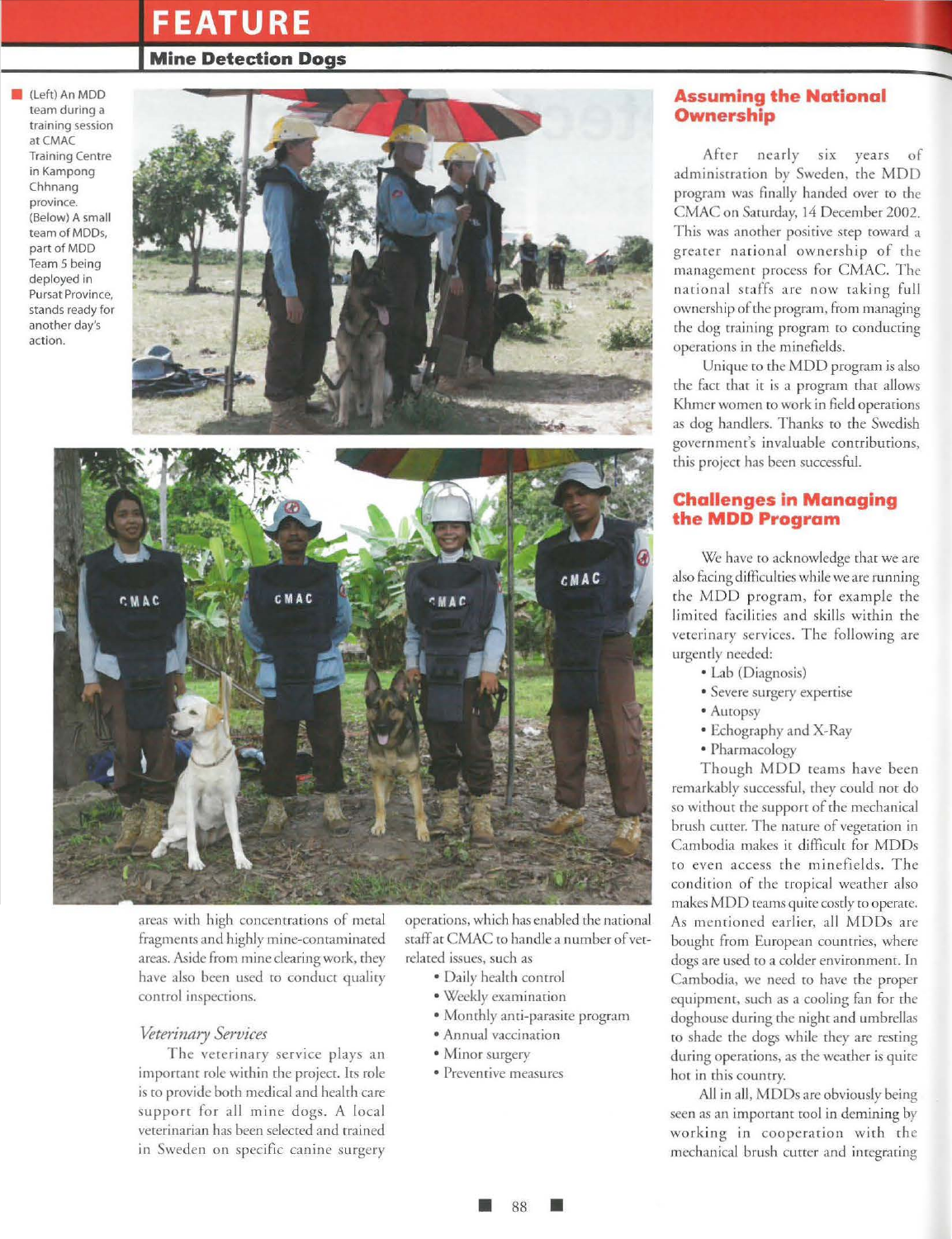(Left) An MDD team during a training session at CMAC Training Centre in Kampong Chhnang province. (Below) A small team of MDDs, part of MDD Team 5 being deployed in Pursat Province, stands ready for another day's action.

areas with high concentrations of metal fragments and highly mine-contaminated areas. Aside from mine clearing work, they have also been used to conduct quality control inspections.

### *Veterinary Services*

The veterinary service plays an important role within the project. Its role is to provide both medical and health care support for all mine dogs. A local veterinarian has been selected and trained in Sweden on specific canine surgery operations, which has enabled the national staff at CMAC to handle a number of vet-related issues, such as

- Daily health control
- Weekly examination
- Monthly anti-parasite program
- Annual vaccination
- Minor surgery
- Preventive measures

## Assuming the National Ownership

After nearly six years of administration by Sweden, the MDD program was finally handed over to the CMAC on Saturday, 14 December 2002. This was another positive step toward a greater national ownership of the management process for CMAC. The national staffs are now taking full ownership of the program, from managing the dog training program to conducting operations in the minefields.

Unique to the MDD program is also the fact that it is a program that allows Khmer women to work in field operations as dog handlers. Thanks to the Swedish government's invaluable contributions, this project has been successful.

## Challenges in Managing the MDD Program

We have to acknowledge that we are also facing difficulties while we are running the MDD program, for example the limited facilities and skills within the veterinary services. The following are urgently needed:

- Lab (Diagnosis)
- Severe surgery expertise
- Autopsy
- Echography and X-Ray
- Pharmacology

Though MDD teams have been remarkably successful, they could not do so without the support of the mechanical brush cutter. The nature of vegetation in Cambodia makes it difficult for MDDs to even access the minefields. The condition of the tropical weather also makes MDD teams quite costly to operate. As mentioned earlier, all MDDs are bought from European countries, where dogs are used to a colder environment. In Cambodia, we need to have the proper equipment, such as a cooling fan for the doghouse during the night and umbrellas to shade the dogs while they are resting during operations, as the weather is quite hot in this country.

All in all, MDDs are obviously being seen as an important tool in demining by working in cooperation with the mechanical brush cutter and integrating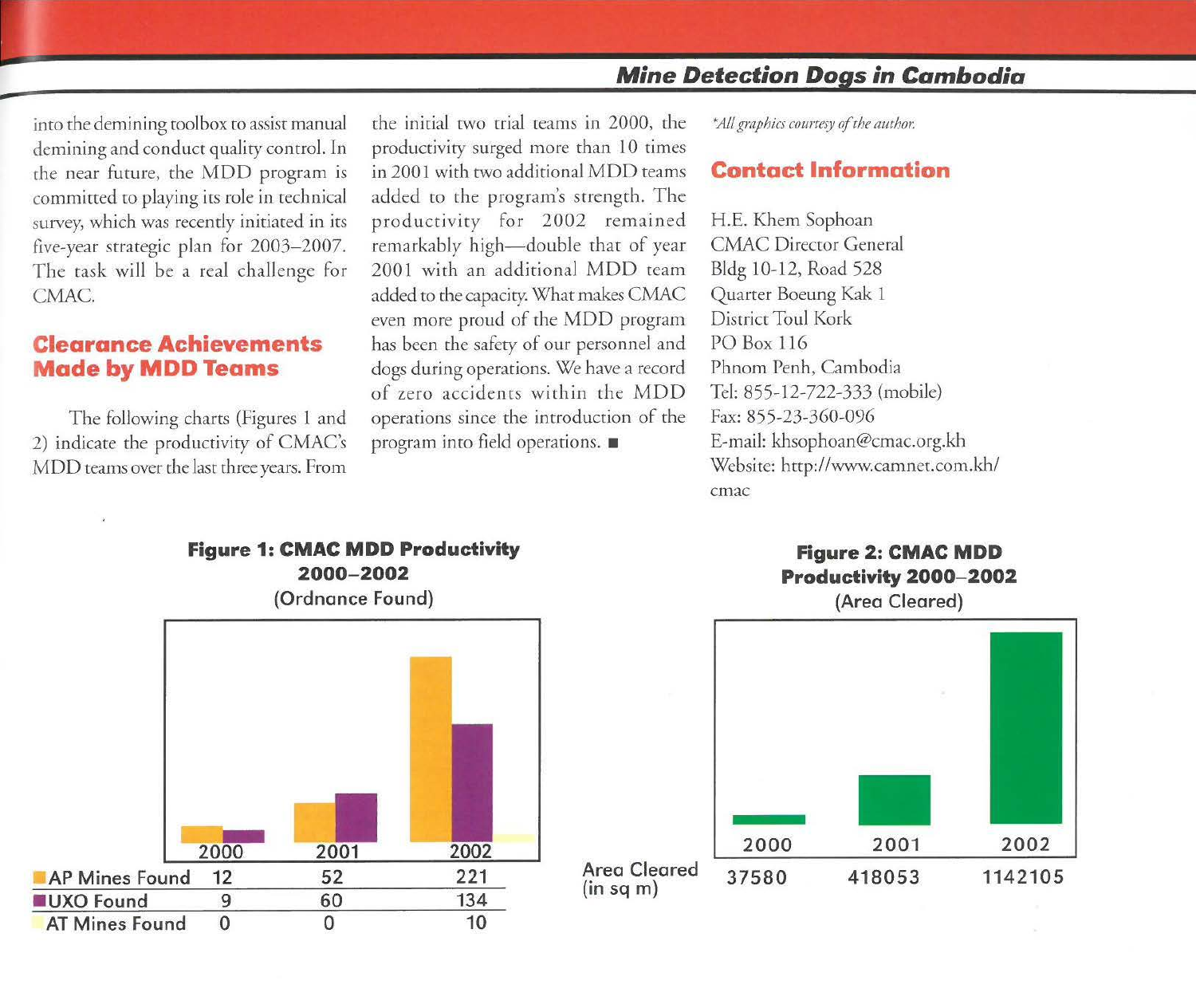into the demining toolbox to assist manual demining and conduct quality control. In the near future, the MDD program is committed to playing its role in technical survey, which was recently initiated in its five-year strategic plan for 2003–2007. The task will be a real challenge for CMAC.

## Clearance Achievements Made by MDD Teams

The following charts (Figures 1 and 2) indicate the productivity of CMAC's MDD teams over the last three years. From the initial two trial teams in 2000, the productivity surged more than 10 times in 2001 with two additional MDD teams added to the program's strength. The productivity for 2002 remained remarkably high—double that of year 2001 with an additional MDD team added to the capacity. What makes CMAC even more proud of the MDD program has been the safety of our personnel and dogs during operations. We have a record of zero accidents within the MDD operations since the introduction of the program into field operations. ■

*All graphics courtesy of the author.*

## Contact Information

H.E. Khem Sophoan
CMAC Director General
Bldg 10-12, Road 528
Quarter Boeung Kak 1
District Toul Kork
PO Box 116
Phnom Penh, Cambodia
Tel: 855-12-722-333 (mobile)
Fax: 855-23-360-096
E-mail: khsophoan@cmac.org.kh
Website: http://www.camnet.com.kh/cmac

**Figure 1: CMAC MDD Productivity 2000–2002**
(Ordnance Found)

2000 2001 2002
AP Mines Found 12 52 221
UXO Found 9 60 134
AT Mines Found 0 0 10

**Figure 2: CMAC MDD Productivity 2000–2002**
(Area Cleared)

2000 2001 2002
Area Cleared (in sq m) 37580 418053 1142105